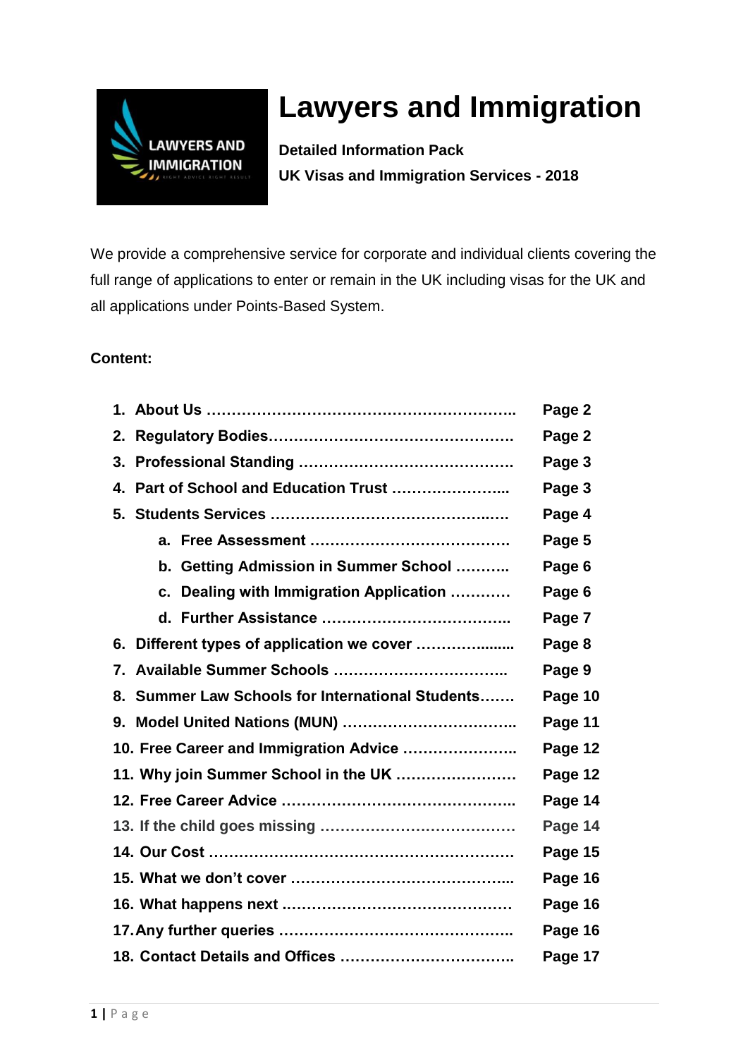# Lawyers and Immigration

**Detailed Information Pack**
**UK Visas and Immigration Services - 2018**

We provide a comprehensive service for corporate and individual clients covering the full range of applications to enter or remain in the UK including visas for the UK and all applications under Points-Based System.

**Content:**

1. **About Us …… Page 2**
2. **Regulatory Bodies…… Page 2**
3. **Professional Standing …… Page 3**
4. **Part of School and Education Trust …… Page 3**
5. **Students Services …… Page 4**
    a. **Free Assessment …… Page 5**
    b. **Getting Admission in Summer School …… Page 6**
    c. **Dealing with Immigration Application …… Page 6**
    d. **Further Assistance …… Page 7**
6. **Different types of application we cover …… Page 8**
7. **Available Summer Schools …… Page 9**
8. **Summer Law Schools for International Students…… Page 10**
9. **Model United Nations (MUN) …… Page 11**
10. **Free Career and Immigration Advice …… Page 12**
11. **Why join Summer School in the UK …… Page 12**
12. **Free Career Advice …… Page 14**
13. **If the child goes missing …… Page 14**
14. **Our Cost …… Page 15**
15. **What we don't cover …… Page 16**
16. **What happens next …… Page 16**
17. **Any further queries …… Page 16**
18. **Contact Details and Offices …… Page 17**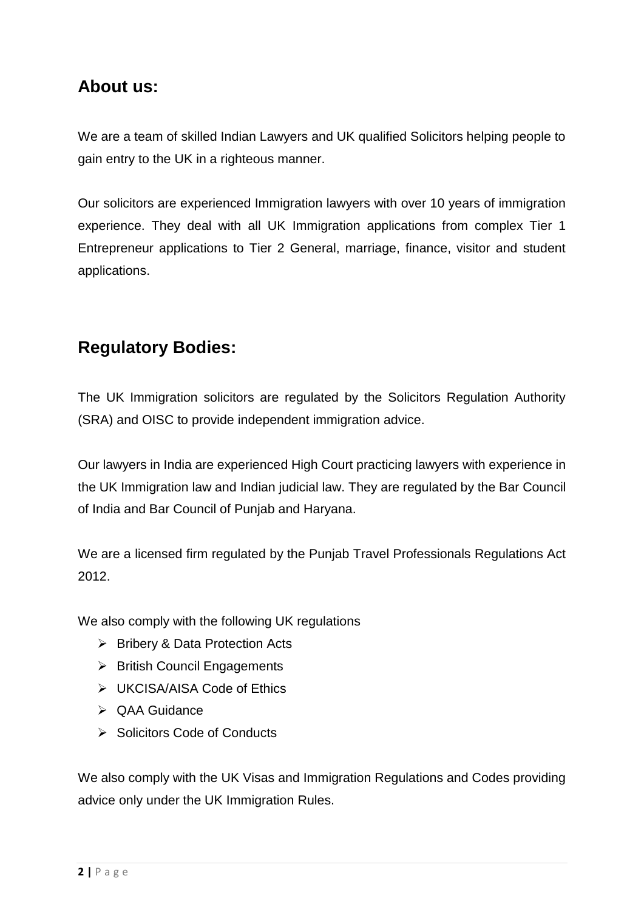## About us:

We are a team of skilled Indian Lawyers and UK qualified Solicitors helping people to gain entry to the UK in a righteous manner.

Our solicitors are experienced Immigration lawyers with over 10 years of immigration experience. They deal with all UK Immigration applications from complex Tier 1 Entrepreneur applications to Tier 2 General, marriage, finance, visitor and student applications.

## Regulatory Bodies:

The UK Immigration solicitors are regulated by the Solicitors Regulation Authority (SRA) and OISC to provide independent immigration advice.

Our lawyers in India are experienced High Court practicing lawyers with experience in the UK Immigration law and Indian judicial law. They are regulated by the Bar Council of India and Bar Council of Punjab and Haryana.

We are a licensed firm regulated by the Punjab Travel Professionals Regulations Act 2012.

We also comply with the following UK regulations

- Bribery & Data Protection Acts
- British Council Engagements
- UKCISA/AISA Code of Ethics
- QAA Guidance
- Solicitors Code of Conducts

We also comply with the UK Visas and Immigration Regulations and Codes providing advice only under the UK Immigration Rules.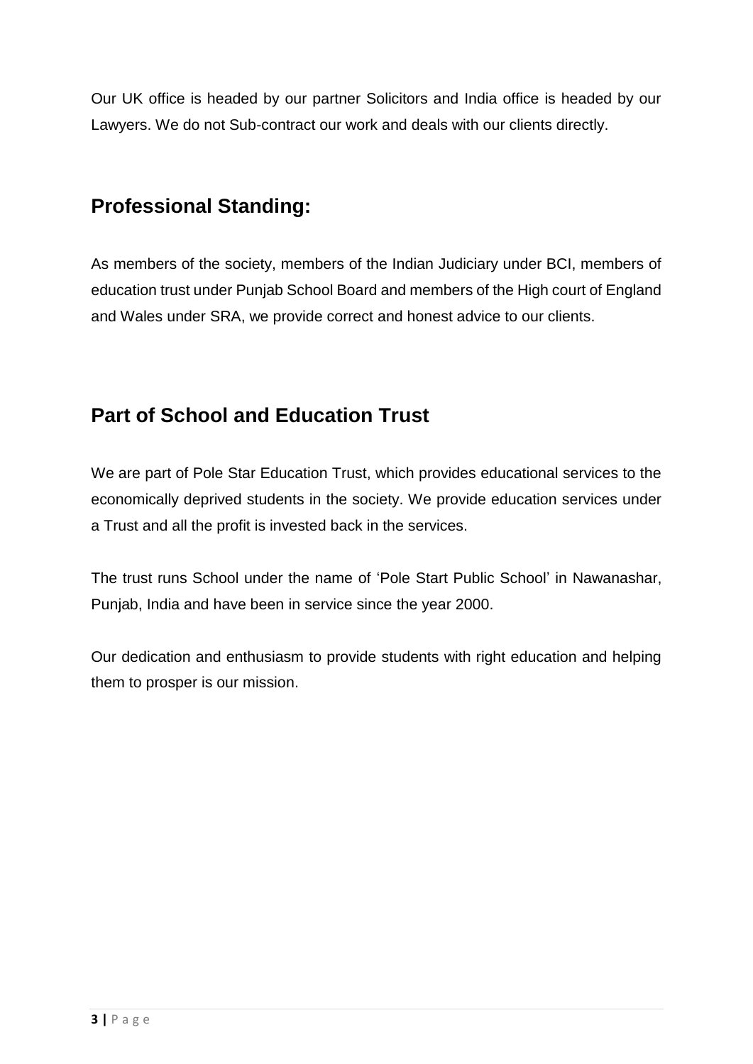Our UK office is headed by our partner Solicitors and India office is headed by our Lawyers. We do not Sub-contract our work and deals with our clients directly.

## Professional Standing:

As members of the society, members of the Indian Judiciary under BCI, members of education trust under Punjab School Board and members of the High court of England and Wales under SRA, we provide correct and honest advice to our clients.

## Part of School and Education Trust

We are part of Pole Star Education Trust, which provides educational services to the economically deprived students in the society. We provide education services under a Trust and all the profit is invested back in the services.

The trust runs School under the name of 'Pole Start Public School' in Nawanashar, Punjab, India and have been in service since the year 2000.

Our dedication and enthusiasm to provide students with right education and helping them to prosper is our mission.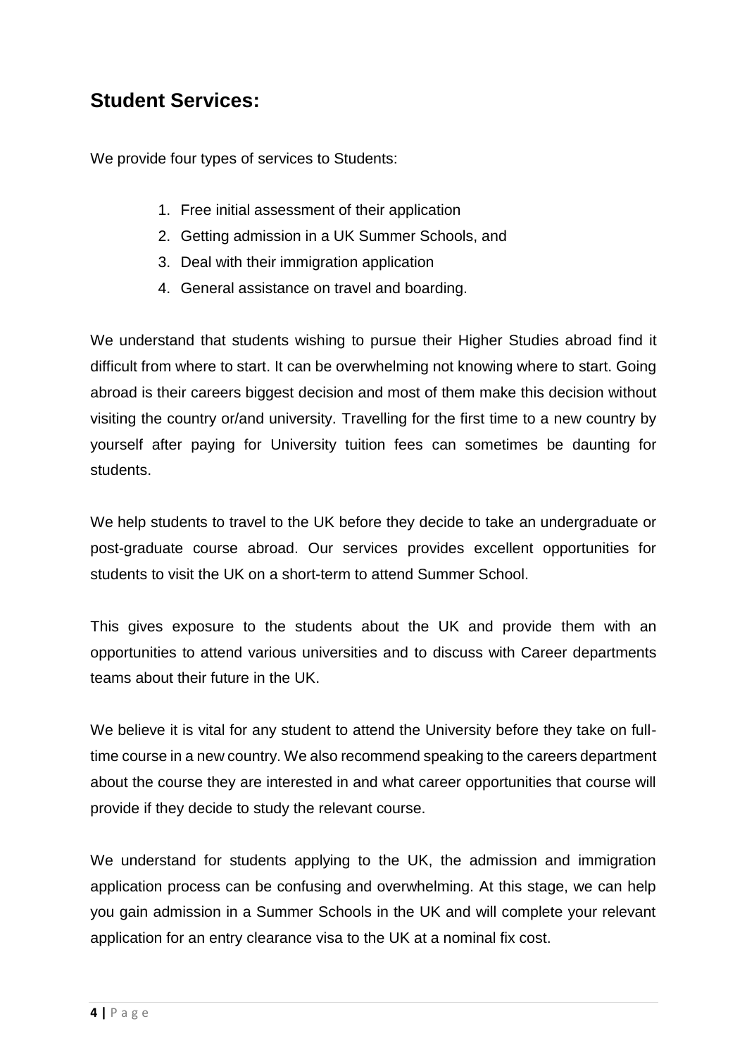## Student Services:

We provide four types of services to Students:

1. Free initial assessment of their application
2. Getting admission in a UK Summer Schools, and
3. Deal with their immigration application
4. General assistance on travel and boarding.

We understand that students wishing to pursue their Higher Studies abroad find it difficult from where to start. It can be overwhelming not knowing where to start. Going abroad is their careers biggest decision and most of them make this decision without visiting the country or/and university. Travelling for the first time to a new country by yourself after paying for University tuition fees can sometimes be daunting for students.

We help students to travel to the UK before they decide to take an undergraduate or post-graduate course abroad. Our services provides excellent opportunities for students to visit the UK on a short-term to attend Summer School.

This gives exposure to the students about the UK and provide them with an opportunities to attend various universities and to discuss with Career departments teams about their future in the UK.

We believe it is vital for any student to attend the University before they take on full-time course in a new country. We also recommend speaking to the careers department about the course they are interested in and what career opportunities that course will provide if they decide to study the relevant course.

We understand for students applying to the UK, the admission and immigration application process can be confusing and overwhelming. At this stage, we can help you gain admission in a Summer Schools in the UK and will complete your relevant application for an entry clearance visa to the UK at a nominal fix cost.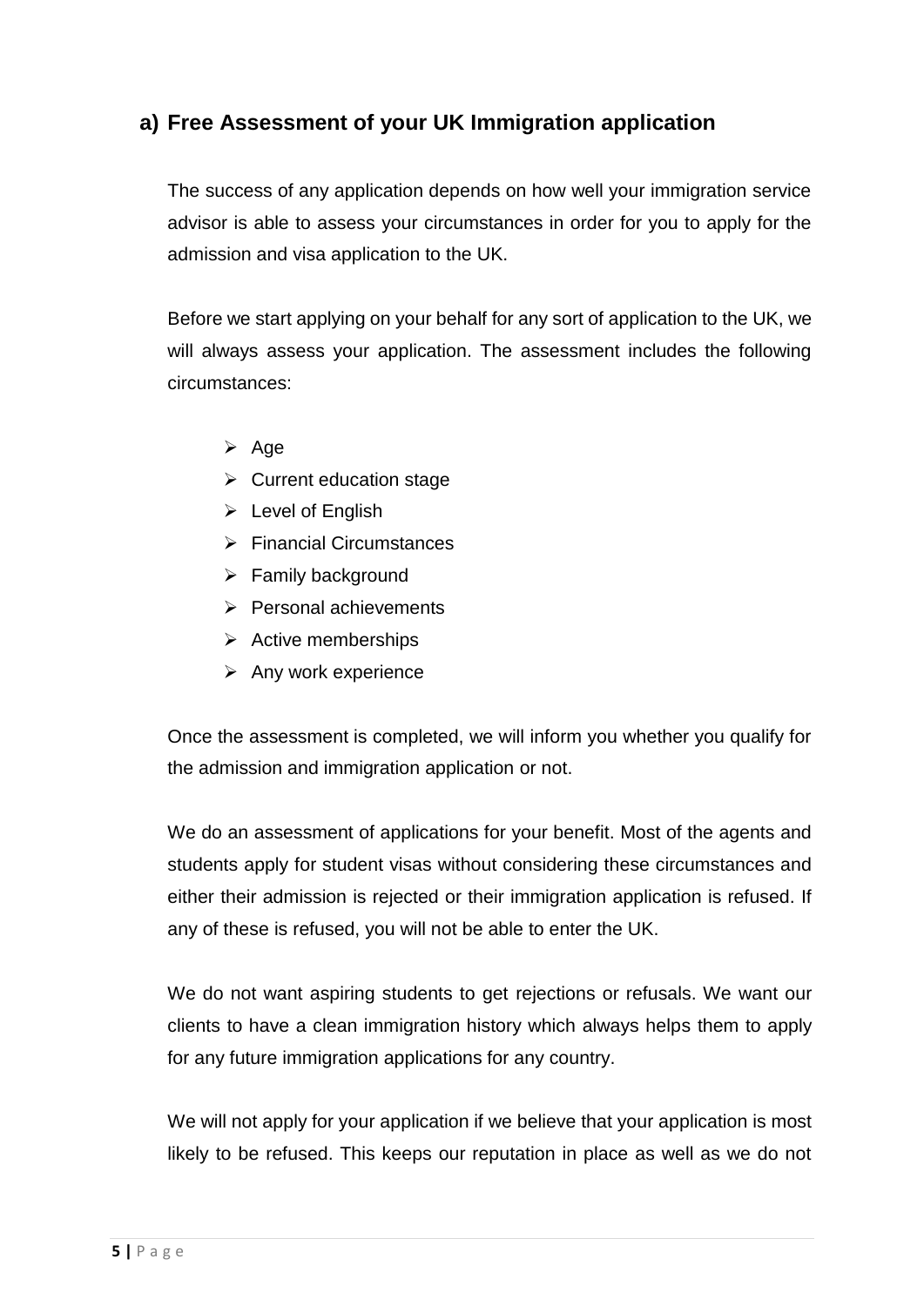## a) Free Assessment of your UK Immigration application

The success of any application depends on how well your immigration service advisor is able to assess your circumstances in order for you to apply for the admission and visa application to the UK.

Before we start applying on your behalf for any sort of application to the UK, we will always assess your application. The assessment includes the following circumstances:

- Age
- Current education stage
- Level of English
- Financial Circumstances
- Family background
- Personal achievements
- Active memberships
- Any work experience

Once the assessment is completed, we will inform you whether you qualify for the admission and immigration application or not.

We do an assessment of applications for your benefit. Most of the agents and students apply for student visas without considering these circumstances and either their admission is rejected or their immigration application is refused. If any of these is refused, you will not be able to enter the UK.

We do not want aspiring students to get rejections or refusals. We want our clients to have a clean immigration history which always helps them to apply for any future immigration applications for any country.

We will not apply for your application if we believe that your application is most likely to be refused. This keeps our reputation in place as well as we do not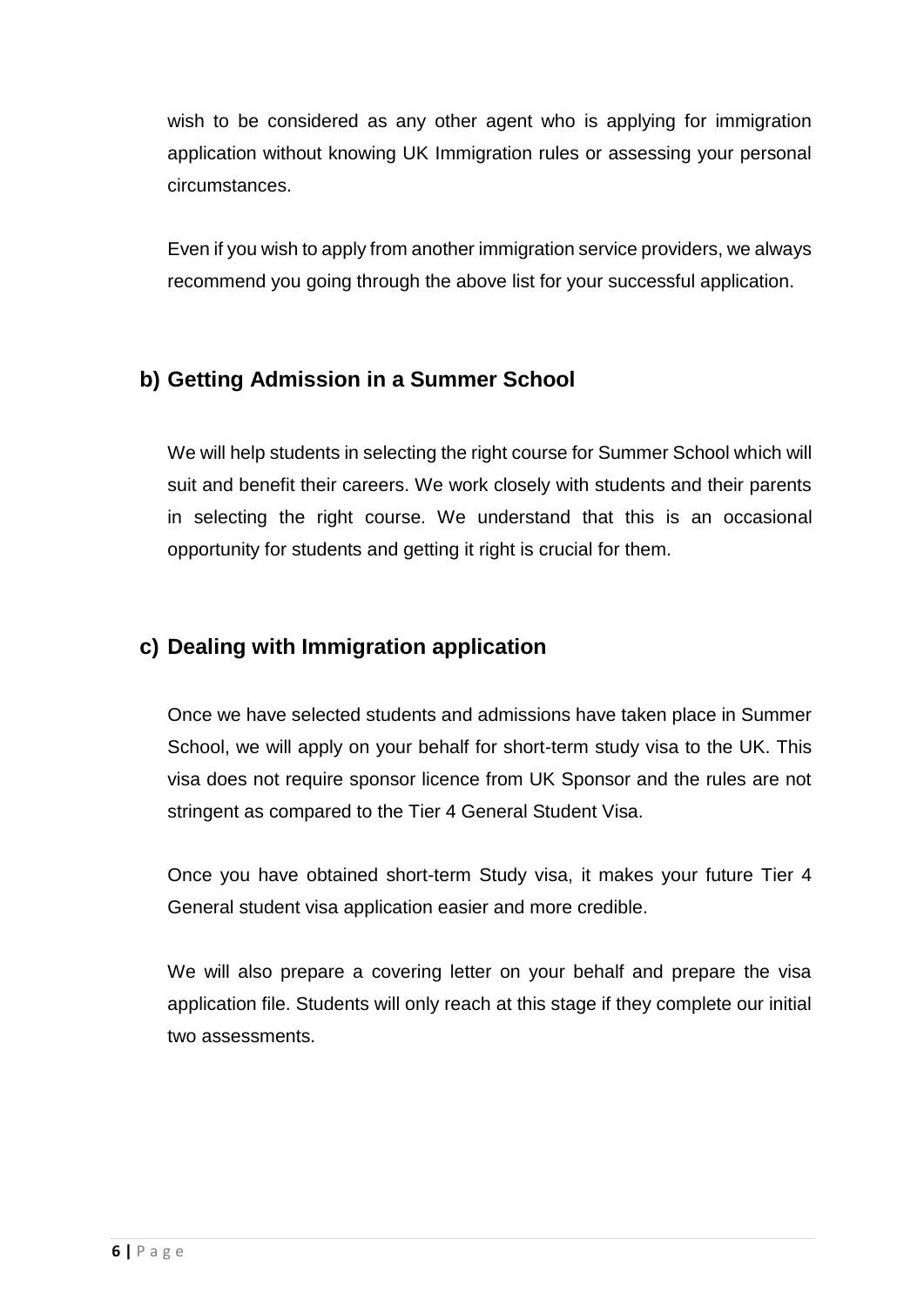wish to be considered as any other agent who is applying for immigration application without knowing UK Immigration rules or assessing your personal circumstances.

Even if you wish to apply from another immigration service providers, we always recommend you going through the above list for your successful application.

## b) Getting Admission in a Summer School

We will help students in selecting the right course for Summer School which will suit and benefit their careers. We work closely with students and their parents in selecting the right course. We understand that this is an occasional opportunity for students and getting it right is crucial for them.

## c) Dealing with Immigration application

Once we have selected students and admissions have taken place in Summer School, we will apply on your behalf for short-term study visa to the UK. This visa does not require sponsor licence from UK Sponsor and the rules are not stringent as compared to the Tier 4 General Student Visa.

Once you have obtained short-term Study visa, it makes your future Tier 4 General student visa application easier and more credible.

We will also prepare a covering letter on your behalf and prepare the visa application file. Students will only reach at this stage if they complete our initial two assessments.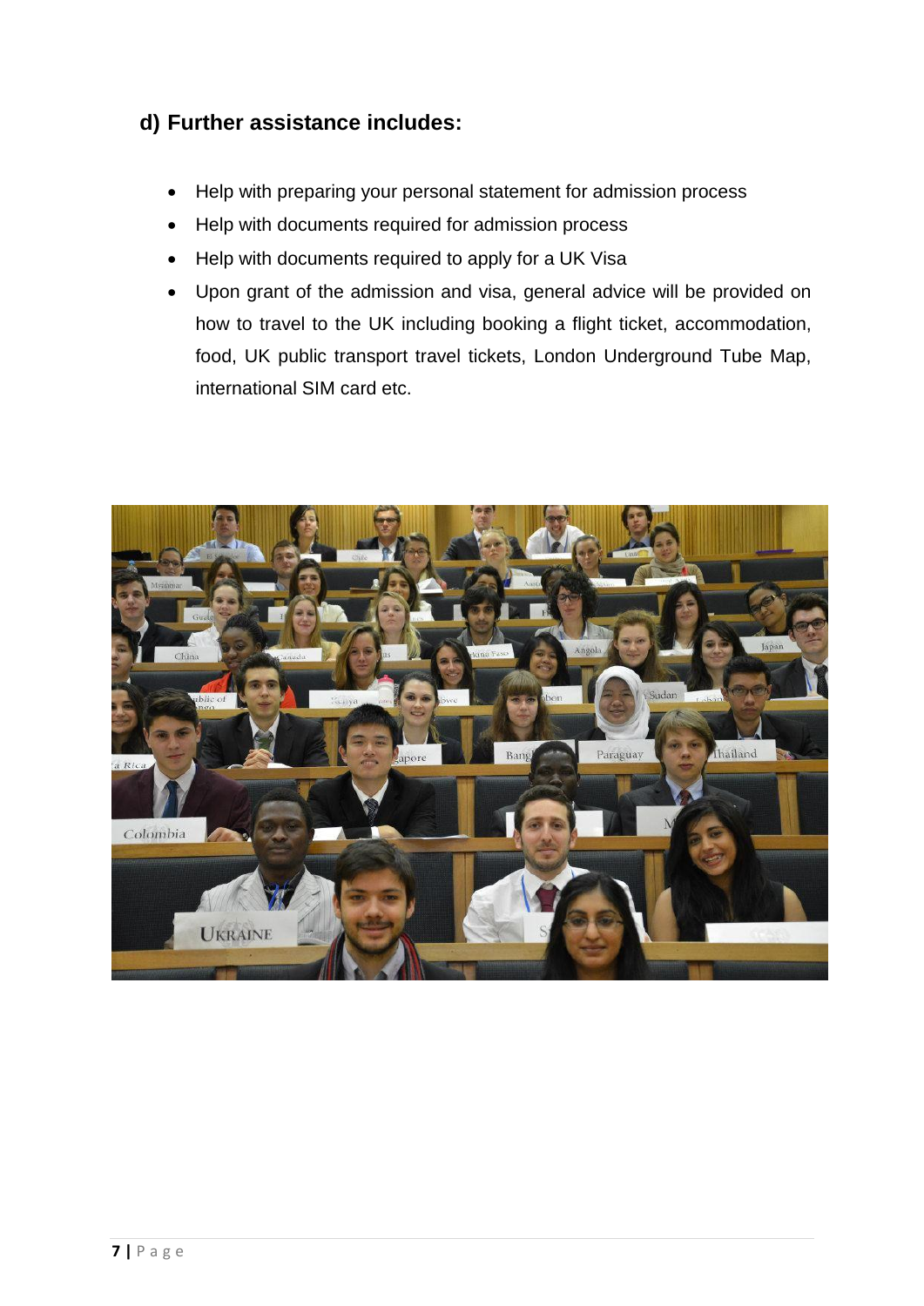### d) Further assistance includes:

- Help with preparing your personal statement for admission process
- Help with documents required for admission process
- Help with documents required to apply for a UK Visa
- Upon grant of the admission and visa, general advice will be provided on how to travel to the UK including booking a flight ticket, accommodation, food, UK public transport travel tickets, London Underground Tube Map, international SIM card etc.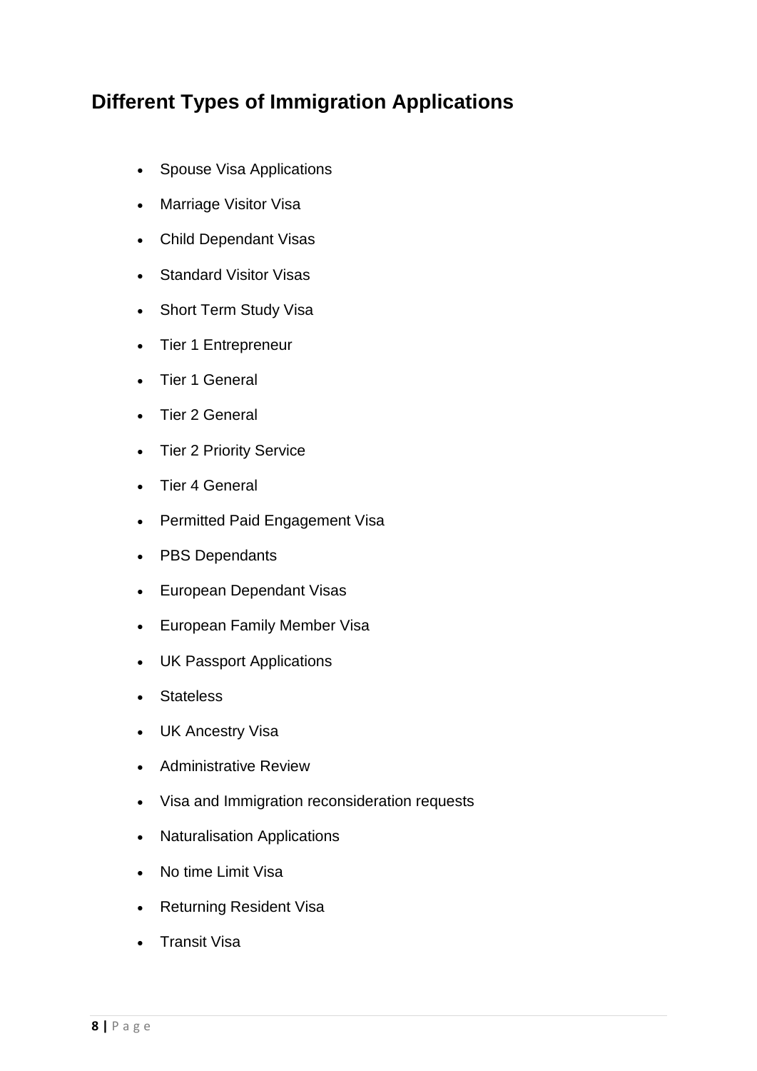## Different Types of Immigration Applications

- Spouse Visa Applications
- Marriage Visitor Visa
- Child Dependant Visas
- Standard Visitor Visas
- Short Term Study Visa
- Tier 1 Entrepreneur
- Tier 1 General
- Tier 2 General
- Tier 2 Priority Service
- Tier 4 General
- Permitted Paid Engagement Visa
- PBS Dependants
- European Dependant Visas
- European Family Member Visa
- UK Passport Applications
- Stateless
- UK Ancestry Visa
- Administrative Review
- Visa and Immigration reconsideration requests
- Naturalisation Applications
- No time Limit Visa
- Returning Resident Visa
- Transit Visa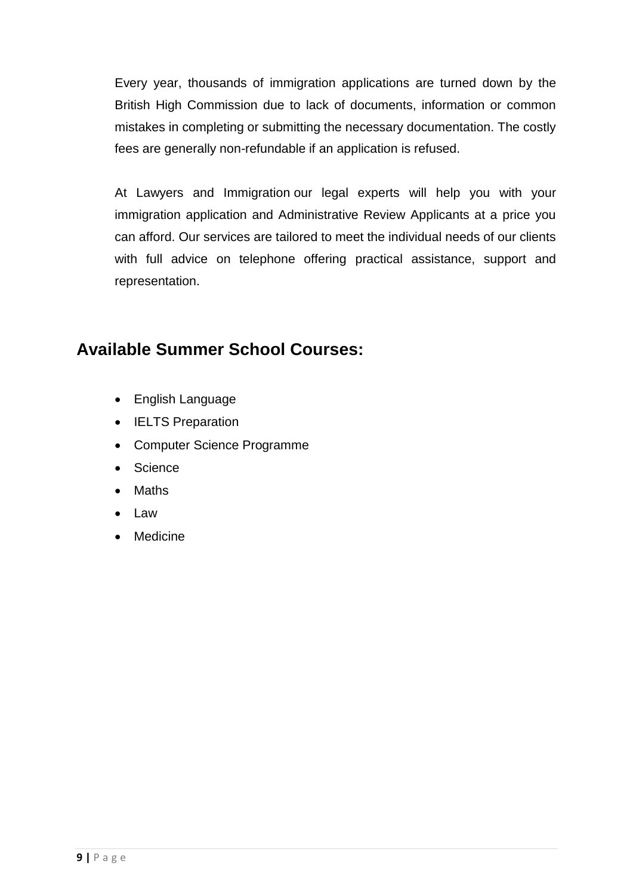Every year, thousands of immigration applications are turned down by the British High Commission due to lack of documents, information or common mistakes in completing or submitting the necessary documentation. The costly fees are generally non-refundable if an application is refused.

At Lawyers and Immigration our legal experts will help you with your immigration application and Administrative Review Applicants at a price you can afford. Our services are tailored to meet the individual needs of our clients with full advice on telephone offering practical assistance, support and representation.

## Available Summer School Courses:

- English Language
- IELTS Preparation
- Computer Science Programme
- Science
- Maths
- Law
- Medicine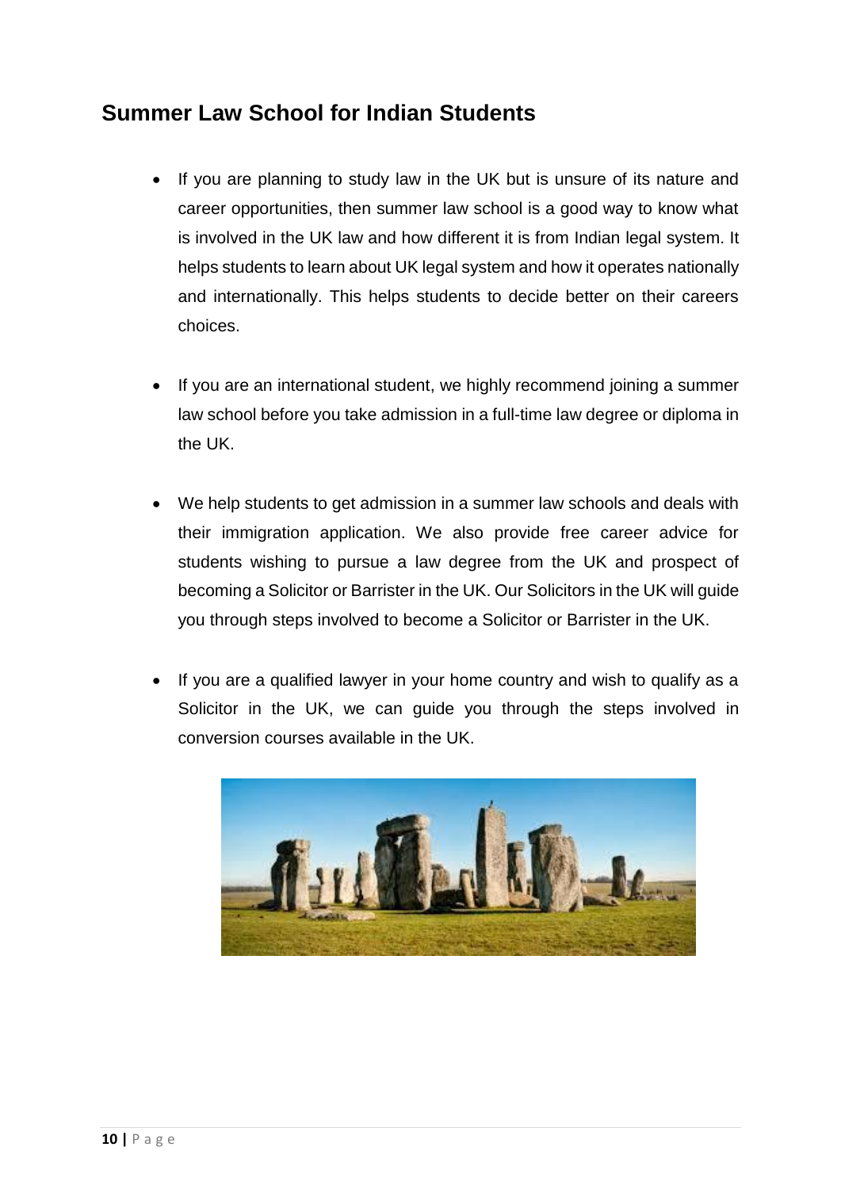## Summer Law School for Indian Students

- If you are planning to study law in the UK but is unsure of its nature and career opportunities, then summer law school is a good way to know what is involved in the UK law and how different it is from Indian legal system. It helps students to learn about UK legal system and how it operates nationally and internationally. This helps students to decide better on their careers choices.

- If you are an international student, we highly recommend joining a summer law school before you take admission in a full-time law degree or diploma in the UK.

- We help students to get admission in a summer law schools and deals with their immigration application. We also provide free career advice for students wishing to pursue a law degree from the UK and prospect of becoming a Solicitor or Barrister in the UK. Our Solicitors in the UK will guide you through steps involved to become a Solicitor or Barrister in the UK.

- If you are a qualified lawyer in your home country and wish to qualify as a Solicitor in the UK, we can guide you through the steps involved in conversion courses available in the UK.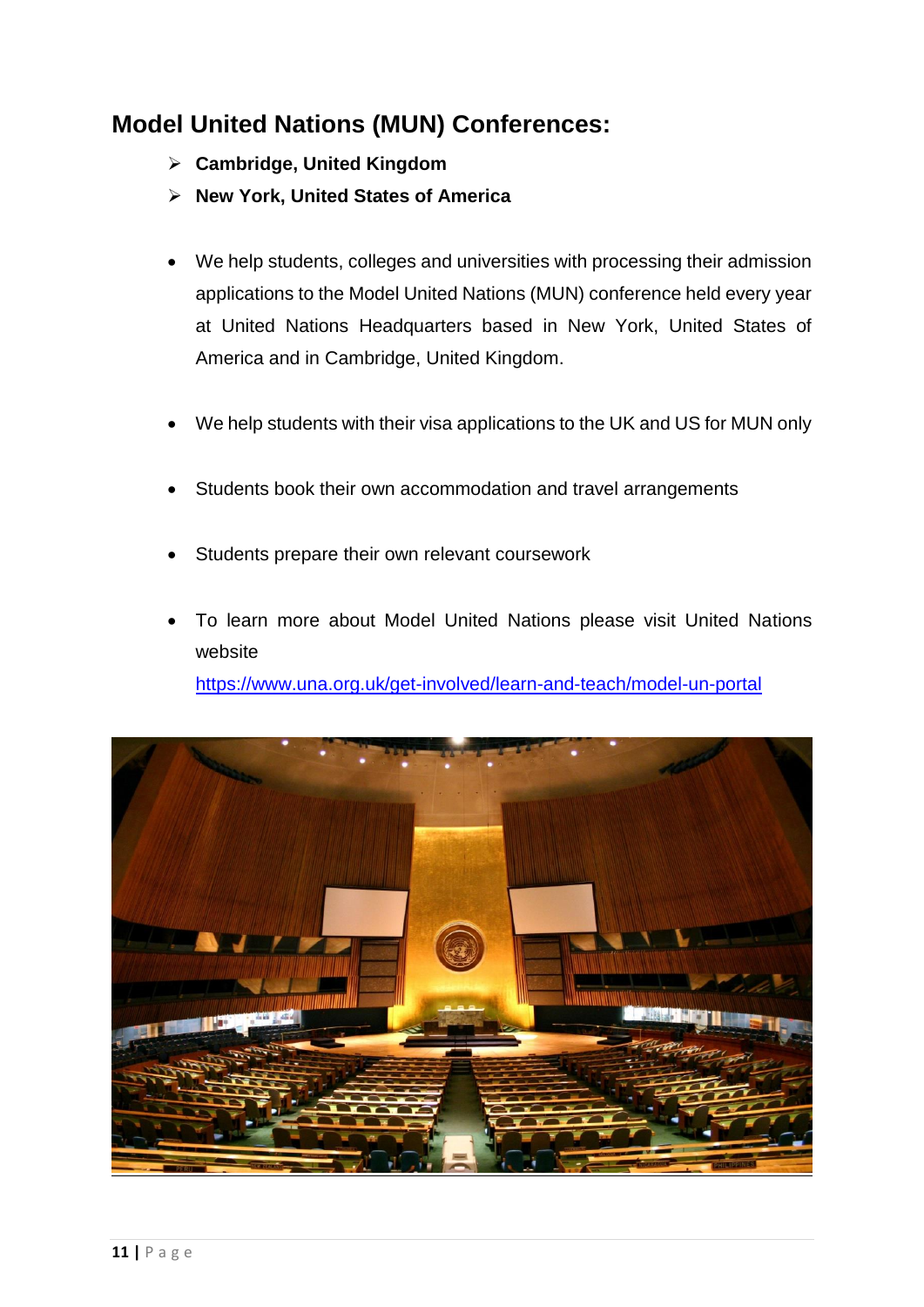## Model United Nations (MUN) Conferences:

- **Cambridge, United Kingdom**
- **New York, United States of America**

- We help students, colleges and universities with processing their admission applications to the Model United Nations (MUN) conference held every year at United Nations Headquarters based in New York, United States of America and in Cambridge, United Kingdom.

- We help students with their visa applications to the UK and US for MUN only

- Students book their own accommodation and travel arrangements

- Students prepare their own relevant coursework

- To learn more about Model United Nations please visit United Nations website https://www.una.org.uk/get-involved/learn-and-teach/model-un-portal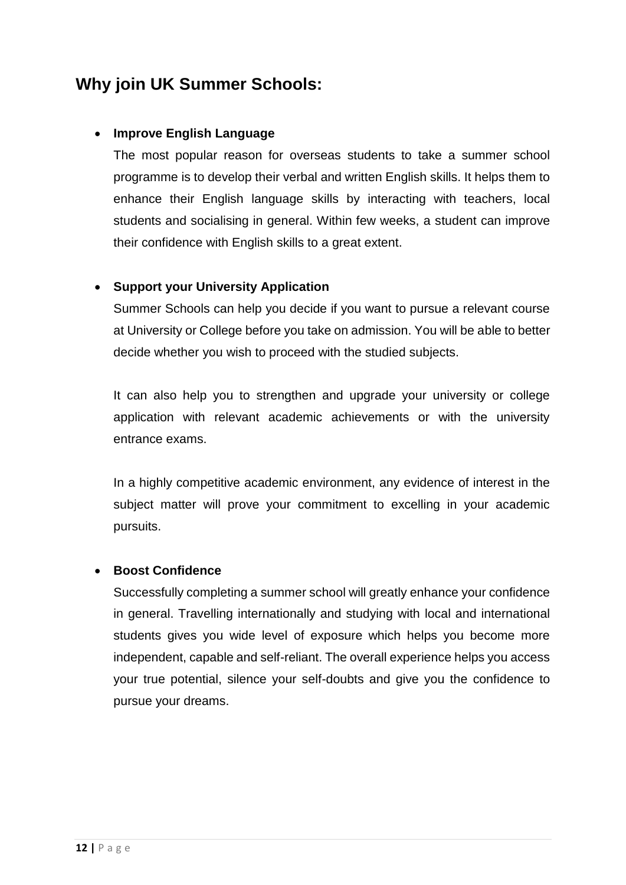## Why join UK Summer Schools:

- **Improve English Language**

  The most popular reason for overseas students to take a summer school programme is to develop their verbal and written English skills. It helps them to enhance their English language skills by interacting with teachers, local students and socialising in general. Within few weeks, a student can improve their confidence with English skills to a great extent.

- **Support your University Application**

  Summer Schools can help you decide if you want to pursue a relevant course at University or College before you take on admission. You will be able to better decide whether you wish to proceed with the studied subjects.

  It can also help you to strengthen and upgrade your university or college application with relevant academic achievements or with the university entrance exams.

  In a highly competitive academic environment, any evidence of interest in the subject matter will prove your commitment to excelling in your academic pursuits.

- **Boost Confidence**

  Successfully completing a summer school will greatly enhance your confidence in general. Travelling internationally and studying with local and international students gives you wide level of exposure which helps you become more independent, capable and self-reliant. The overall experience helps you access your true potential, silence your self-doubts and give you the confidence to pursue your dreams.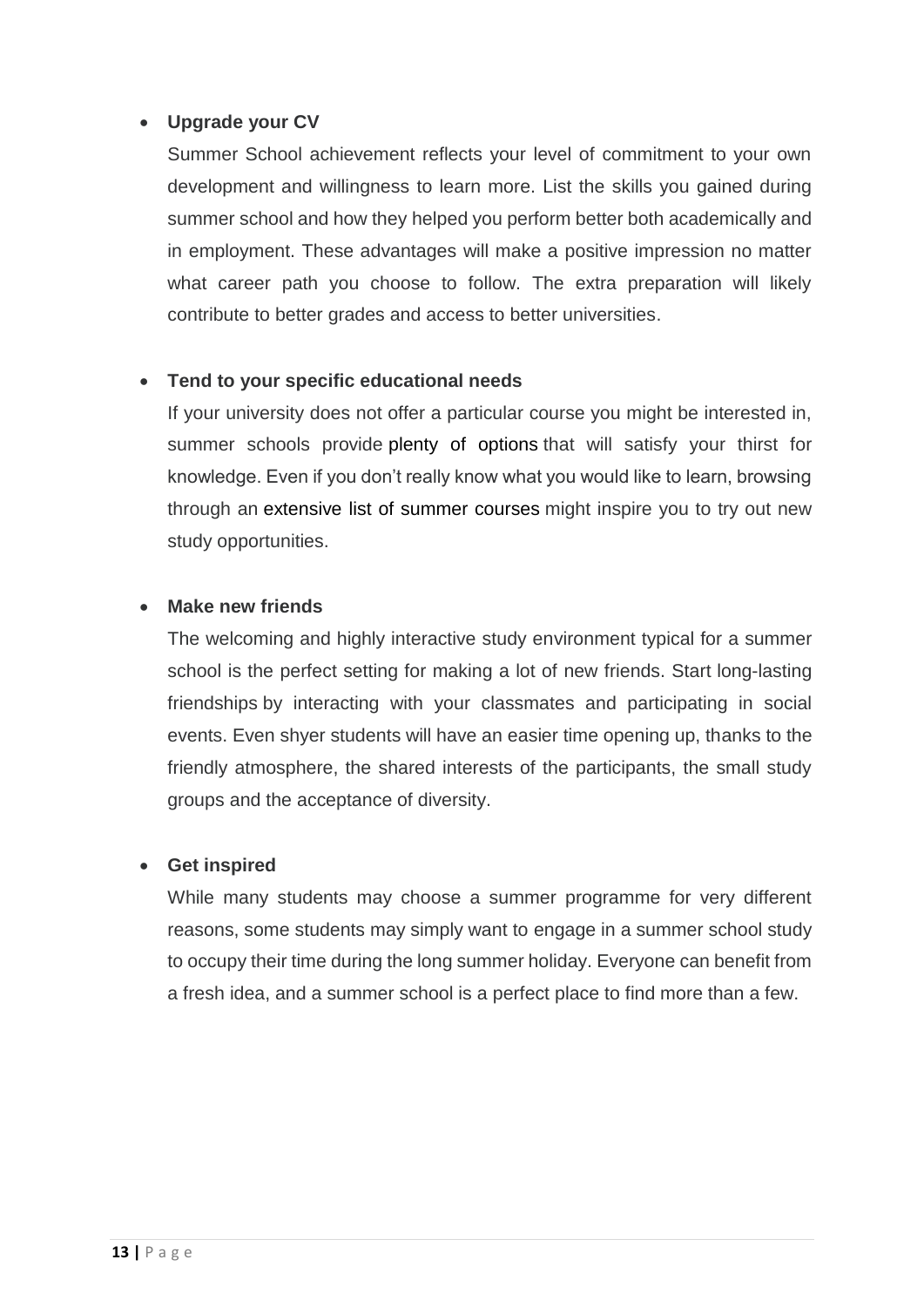- **Upgrade your CV**

  Summer School achievement reflects your level of commitment to your own development and willingness to learn more. List the skills you gained during summer school and how they helped you perform better both academically and in employment. These advantages will make a positive impression no matter what career path you choose to follow. The extra preparation will likely contribute to better grades and access to better universities.

- **Tend to your specific educational needs**

  If your university does not offer a particular course you might be interested in, summer schools provide plenty of options that will satisfy your thirst for knowledge. Even if you don't really know what you would like to learn, browsing through an extensive list of summer courses might inspire you to try out new study opportunities.

- **Make new friends**

  The welcoming and highly interactive study environment typical for a summer school is the perfect setting for making a lot of new friends. Start long-lasting friendships by interacting with your classmates and participating in social events. Even shyer students will have an easier time opening up, thanks to the friendly atmosphere, the shared interests of the participants, the small study groups and the acceptance of diversity.

- **Get inspired**

  While many students may choose a summer programme for very different reasons, some students may simply want to engage in a summer school study to occupy their time during the long summer holiday. Everyone can benefit from a fresh idea, and a summer school is a perfect place to find more than a few.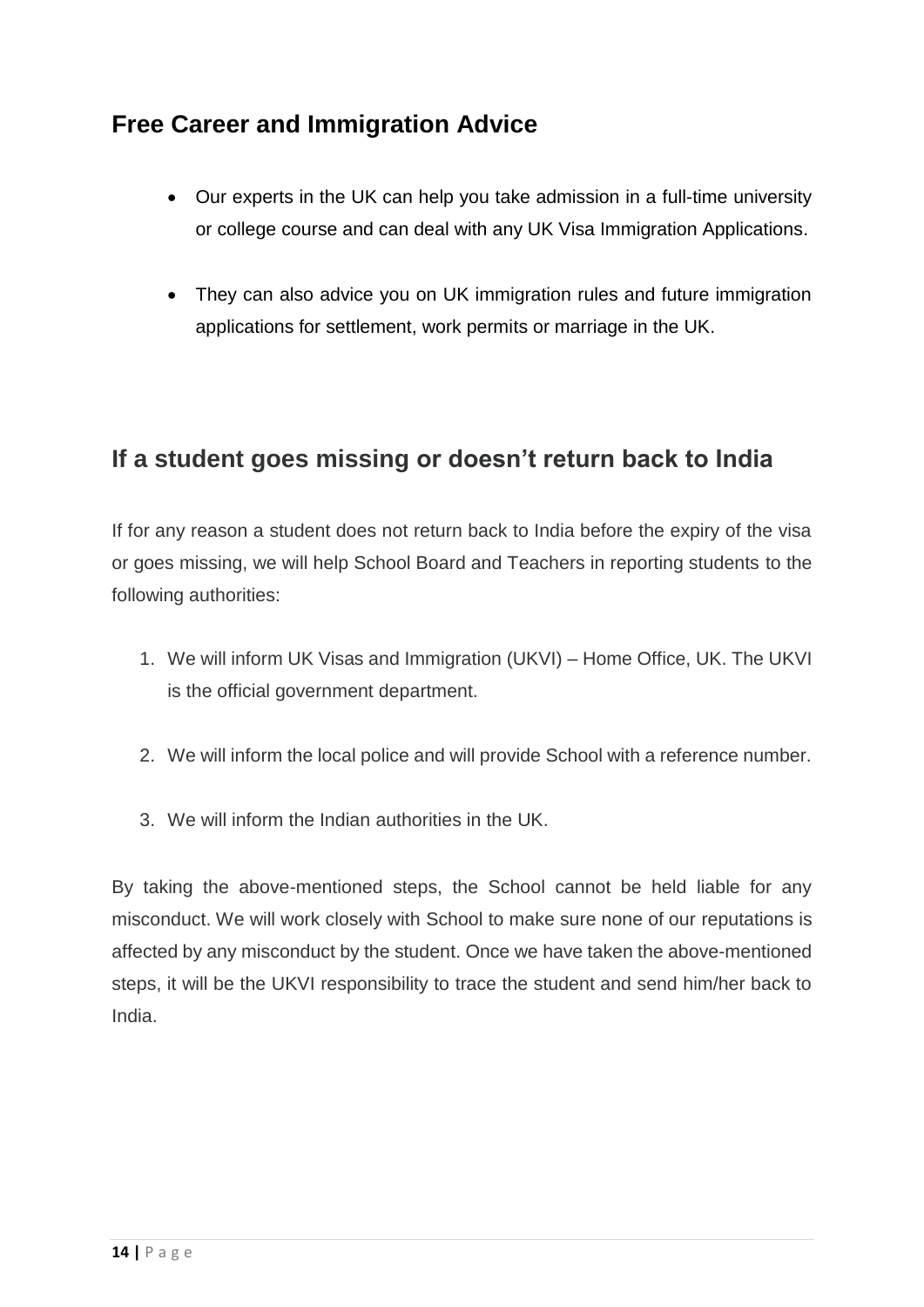## Free Career and Immigration Advice

- Our experts in the UK can help you take admission in a full-time university or college course and can deal with any UK Visa Immigration Applications.
- They can also advice you on UK immigration rules and future immigration applications for settlement, work permits or marriage in the UK.

## If a student goes missing or doesn't return back to India

If for any reason a student does not return back to India before the expiry of the visa or goes missing, we will help School Board and Teachers in reporting students to the following authorities:

1. We will inform UK Visas and Immigration (UKVI) – Home Office, UK. The UKVI is the official government department.
2. We will inform the local police and will provide School with a reference number.
3. We will inform the Indian authorities in the UK.

By taking the above-mentioned steps, the School cannot be held liable for any misconduct. We will work closely with School to make sure none of our reputations is affected by any misconduct by the student. Once we have taken the above-mentioned steps, it will be the UKVI responsibility to trace the student and send him/her back to India.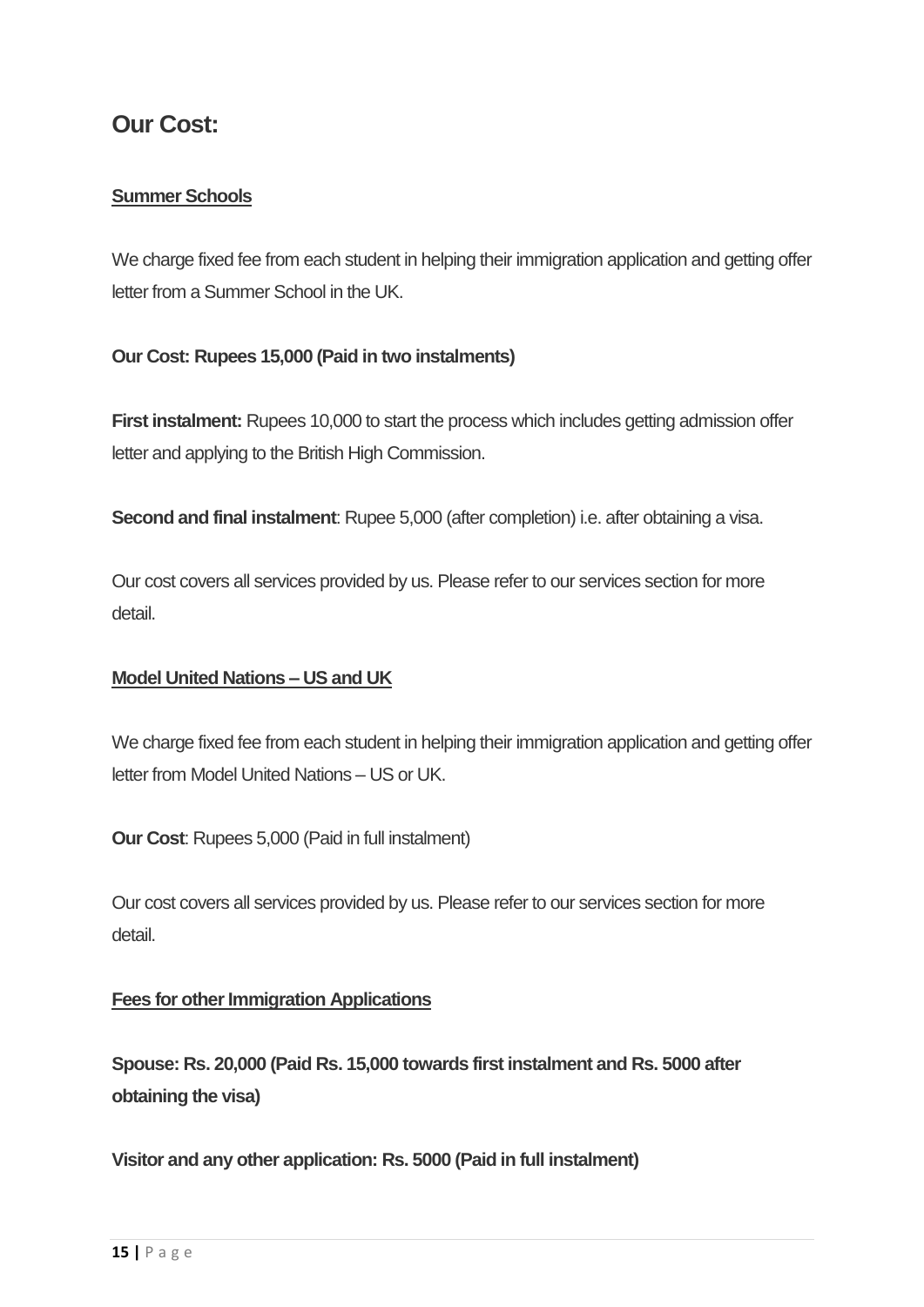## Our Cost:

### Summer Schools

We charge fixed fee from each student in helping their immigration application and getting offer letter from a Summer School in the UK.

**Our Cost: Rupees 15,000 (Paid in two instalments)**

**First instalment:** Rupees 10,000 to start the process which includes getting admission offer letter and applying to the British High Commission.

**Second and final instalment**: Rupee 5,000 (after completion) i.e. after obtaining a visa.

Our cost covers all services provided by us. Please refer to our services section for more detail.

### Model United Nations – US and UK

We charge fixed fee from each student in helping their immigration application and getting offer letter from Model United Nations – US or UK.

**Our Cost**: Rupees 5,000 (Paid in full instalment)

Our cost covers all services provided by us. Please refer to our services section for more detail.

### Fees for other Immigration Applications

**Spouse: Rs. 20,000 (Paid Rs. 15,000 towards first instalment and Rs. 5000 after obtaining the visa)**

**Visitor and any other application: Rs. 5000 (Paid in full instalment)**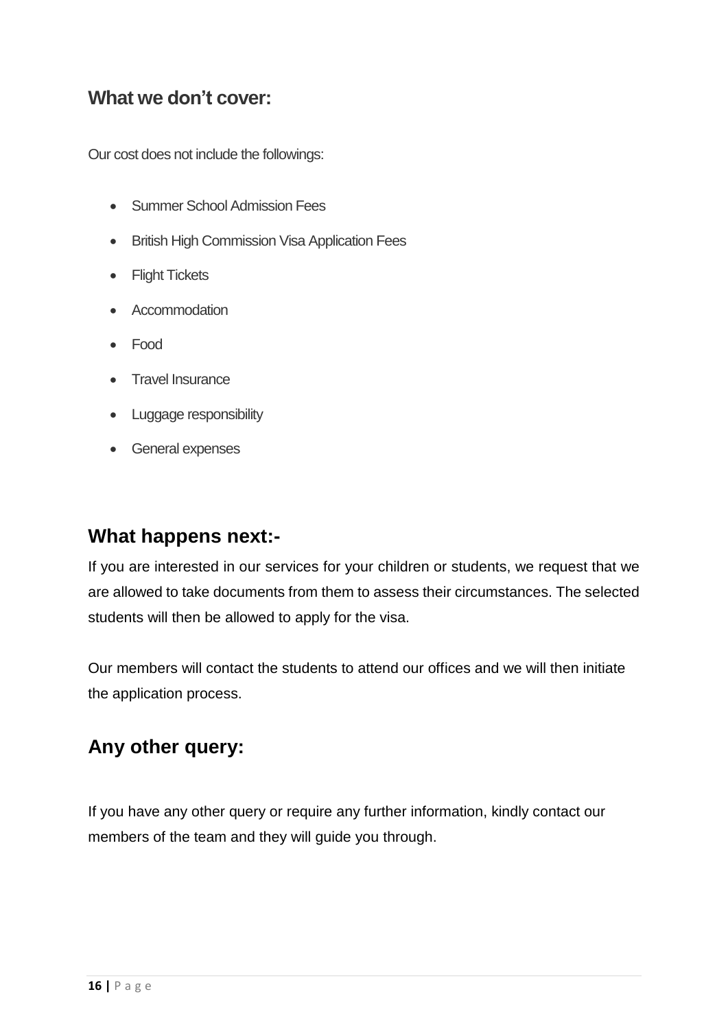## What we don't cover:

Our cost does not include the followings:

- Summer School Admission Fees
- British High Commission Visa Application Fees
- Flight Tickets
- Accommodation
- Food
- Travel Insurance
- Luggage responsibility
- General expenses

## What happens next:-

If you are interested in our services for your children or students, we request that we are allowed to take documents from them to assess their circumstances. The selected students will then be allowed to apply for the visa.

Our members will contact the students to attend our offices and we will then initiate the application process.

## Any other query:

If you have any other query or require any further information, kindly contact our members of the team and they will guide you through.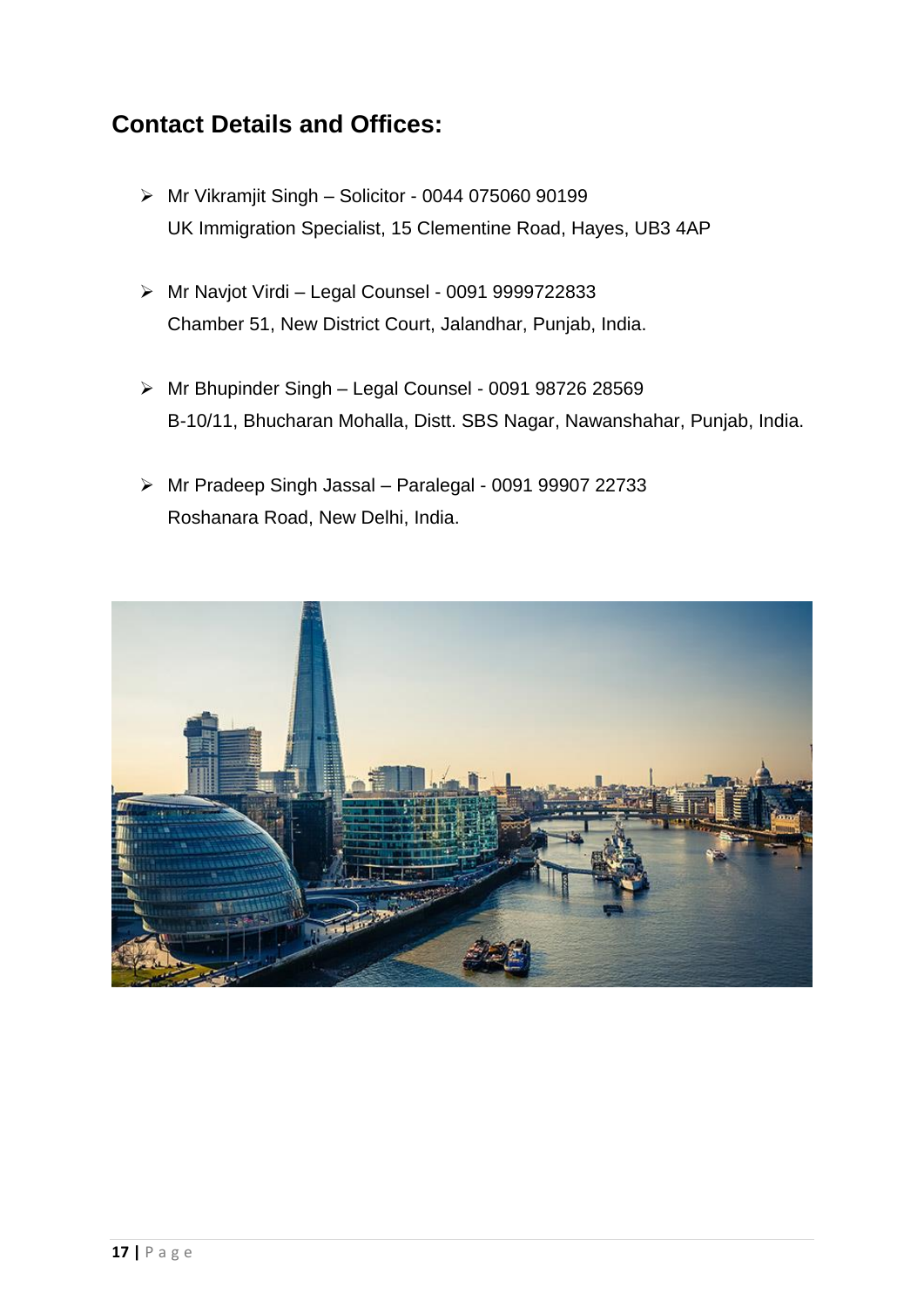## Contact Details and Offices:

- Mr Vikramjit Singh – Solicitor - 0044 075060 90199
  UK Immigration Specialist, 15 Clementine Road, Hayes, UB3 4AP

- Mr Navjot Virdi – Legal Counsel - 0091 9999722833
  Chamber 51, New District Court, Jalandhar, Punjab, India.

- Mr Bhupinder Singh – Legal Counsel - 0091 98726 28569
  B-10/11, Bhucharan Mohalla, Distt. SBS Nagar, Nawanshahar, Punjab, India.

- Mr Pradeep Singh Jassal – Paralegal - 0091 99907 22733
  Roshanara Road, New Delhi, India.